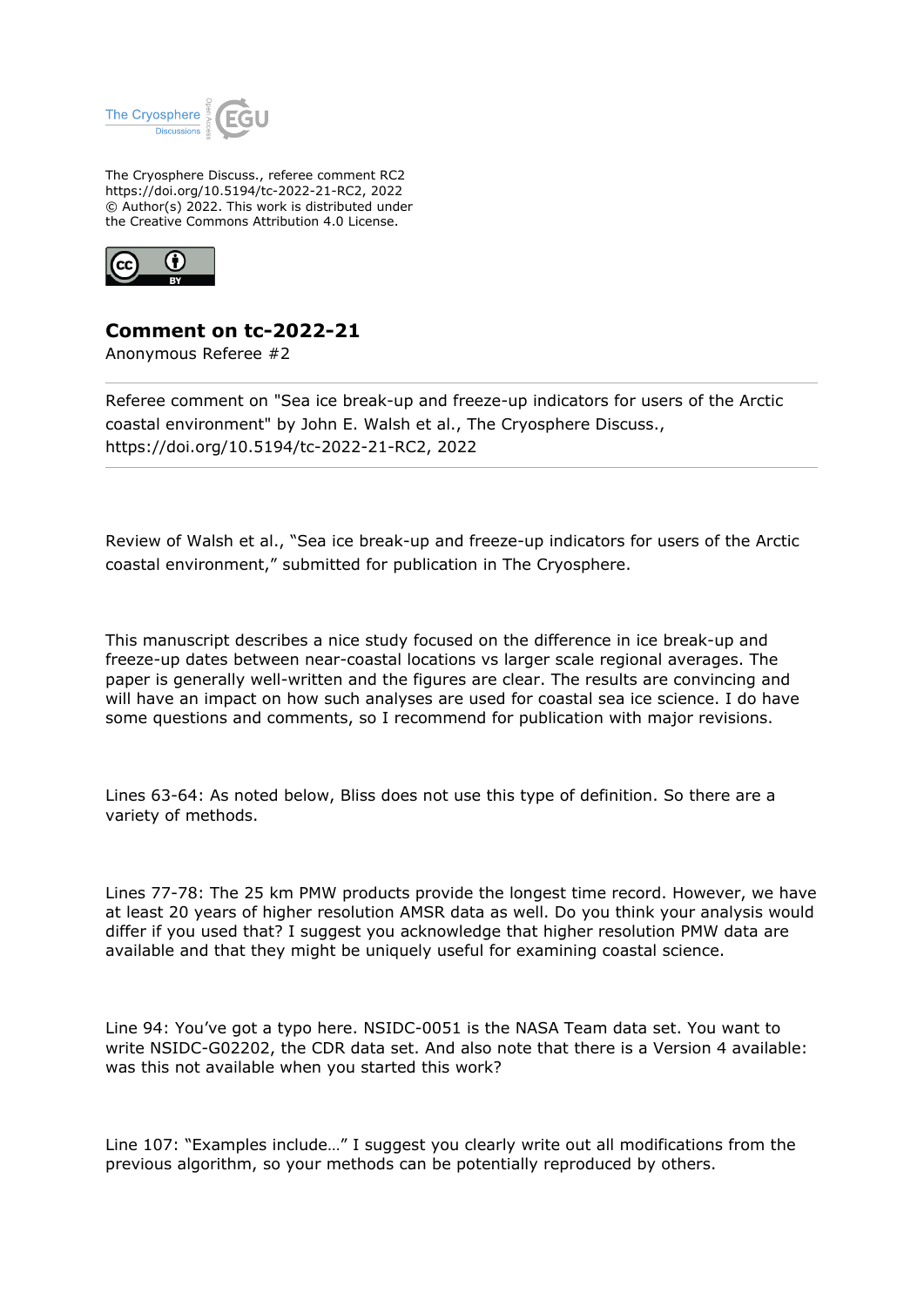The Cryosphere Discuss., referee comment RC2
https://doi.org/10.5194/tc-2022-21-RC2, 2022
© Author(s) 2022. This work is distributed under
the Creative Commons Attribution 4.0 License.

# Comment on tc-2022-21

Anonymous Referee #2

---

Referee comment on "Sea ice break-up and freeze-up indicators for users of the Arctic coastal environment" by John E. Walsh et al., The Cryosphere Discuss., https://doi.org/10.5194/tc-2022-21-RC2, 2022

---

Review of Walsh et al., "Sea ice break-up and freeze-up indicators for users of the Arctic coastal environment," submitted for publication in The Cryosphere.

This manuscript describes a nice study focused on the difference in ice break-up and freeze-up dates between near-coastal locations vs larger scale regional averages. The paper is generally well-written and the figures are clear. The results are convincing and will have an impact on how such analyses are used for coastal sea ice science. I do have some questions and comments, so I recommend for publication with major revisions.

Lines 63-64: As noted below, Bliss does not use this type of definition. So there are a variety of methods.

Lines 77-78: The 25 km PMW products provide the longest time record. However, we have at least 20 years of higher resolution AMSR data as well. Do you think your analysis would differ if you used that? I suggest you acknowledge that higher resolution PMW data are available and that they might be uniquely useful for examining coastal science.

Line 94: You've got a typo here. NSIDC-0051 is the NASA Team data set. You want to write NSIDC-G02202, the CDR data set. And also note that there is a Version 4 available: was this not available when you started this work?

Line 107: "Examples include…" I suggest you clearly write out all modifications from the previous algorithm, so your methods can be potentially reproduced by others.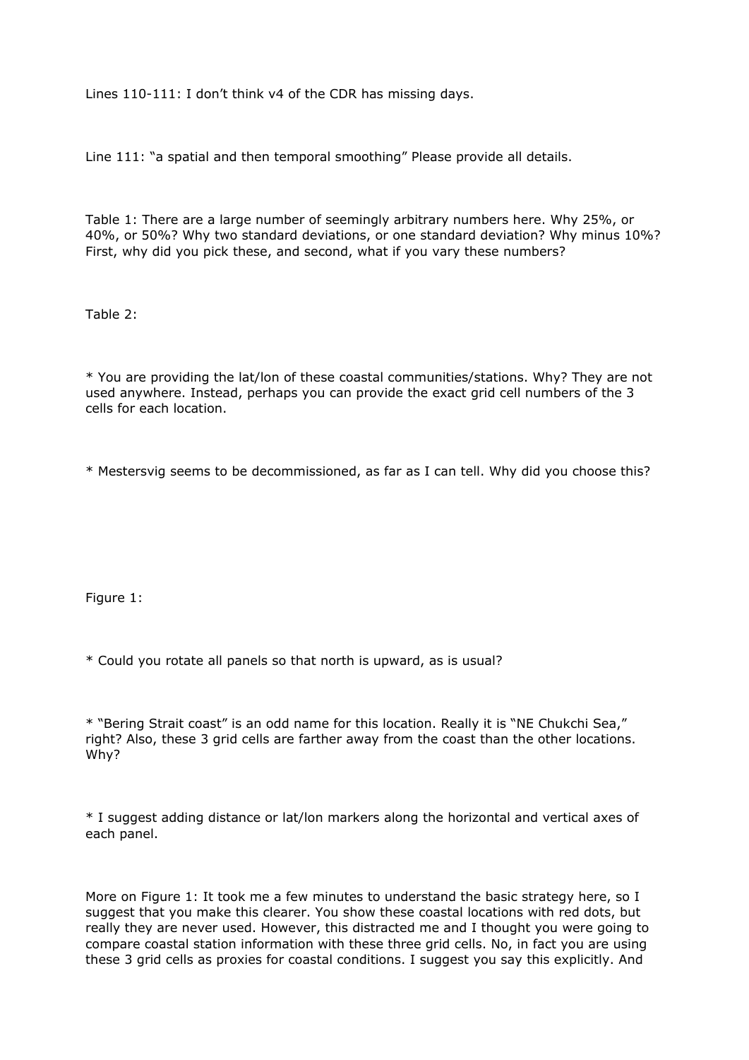Lines 110-111: I don’t think v4 of the CDR has missing days.

Line 111: “a spatial and then temporal smoothing” Please provide all details.

Table 1: There are a large number of seemingly arbitrary numbers here. Why 25%, or 40%, or 50%? Why two standard deviations, or one standard deviation? Why minus 10%? First, why did you pick these, and second, what if you vary these numbers?

Table 2:

* You are providing the lat/lon of these coastal communities/stations. Why? They are not used anywhere. Instead, perhaps you can provide the exact grid cell numbers of the 3 cells for each location.

* Mestersvig seems to be decommissioned, as far as I can tell. Why did you choose this?

Figure 1:

* Could you rotate all panels so that north is upward, as is usual?

* “Bering Strait coast” is an odd name for this location. Really it is “NE Chukchi Sea,” right? Also, these 3 grid cells are farther away from the coast than the other locations. Why?

* I suggest adding distance or lat/lon markers along the horizontal and vertical axes of each panel.

More on Figure 1: It took me a few minutes to understand the basic strategy here, so I suggest that you make this clearer. You show these coastal locations with red dots, but really they are never used. However, this distracted me and I thought you were going to compare coastal station information with these three grid cells. No, in fact you are using these 3 grid cells as proxies for coastal conditions. I suggest you say this explicitly. And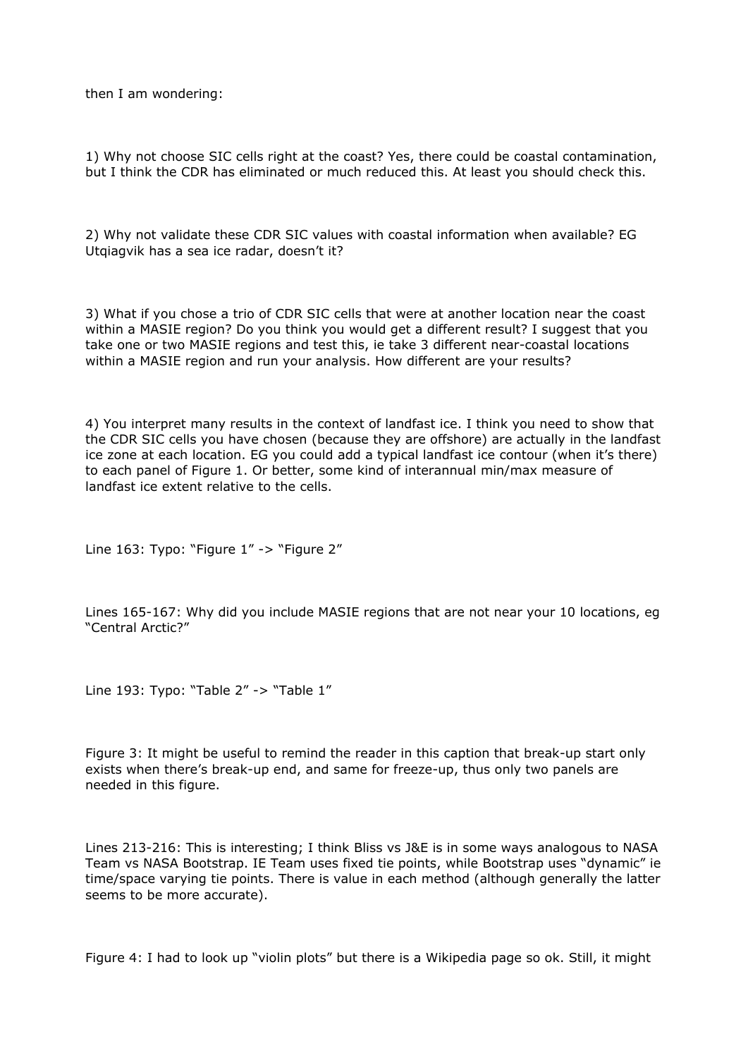then I am wondering:

1) Why not choose SIC cells right at the coast? Yes, there could be coastal contamination, but I think the CDR has eliminated or much reduced this. At least you should check this.

2) Why not validate these CDR SIC values with coastal information when available? EG Utqiagvik has a sea ice radar, doesn't it?

3) What if you chose a trio of CDR SIC cells that were at another location near the coast within a MASIE region? Do you think you would get a different result? I suggest that you take one or two MASIE regions and test this, ie take 3 different near-coastal locations within a MASIE region and run your analysis. How different are your results?

4) You interpret many results in the context of landfast ice. I think you need to show that the CDR SIC cells you have chosen (because they are offshore) are actually in the landfast ice zone at each location. EG you could add a typical landfast ice contour (when it's there) to each panel of Figure 1. Or better, some kind of interannual min/max measure of landfast ice extent relative to the cells.

Line 163: Typo: "Figure 1" -> "Figure 2"

Lines 165-167: Why did you include MASIE regions that are not near your 10 locations, eg "Central Arctic?"

Line 193: Typo: "Table 2" -> "Table 1"

Figure 3: It might be useful to remind the reader in this caption that break-up start only exists when there's break-up end, and same for freeze-up, thus only two panels are needed in this figure.

Lines 213-216: This is interesting; I think Bliss vs J&E is in some ways analogous to NASA Team vs NASA Bootstrap. IE Team uses fixed tie points, while Bootstrap uses "dynamic" ie time/space varying tie points. There is value in each method (although generally the latter seems to be more accurate).

Figure 4: I had to look up "violin plots" but there is a Wikipedia page so ok. Still, it might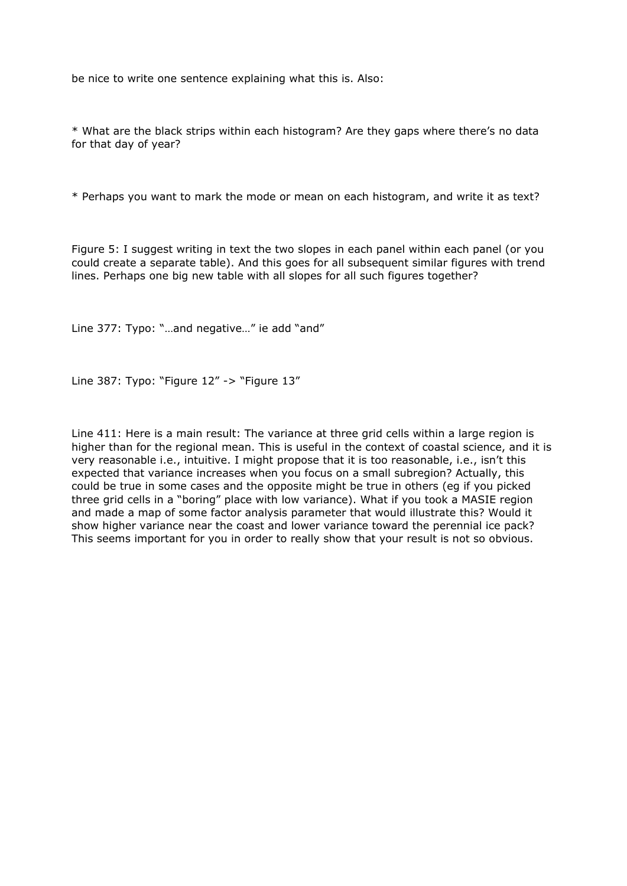be nice to write one sentence explaining what this is. Also:

* What are the black strips within each histogram? Are they gaps where there's no data for that day of year?

* Perhaps you want to mark the mode or mean on each histogram, and write it as text?

Figure 5: I suggest writing in text the two slopes in each panel within each panel (or you could create a separate table). And this goes for all subsequent similar figures with trend lines. Perhaps one big new table with all slopes for all such figures together?

Line 377: Typo: "…and negative…" ie add "and"

Line 387: Typo: "Figure 12" -> "Figure 13"

Line 411: Here is a main result: The variance at three grid cells within a large region is higher than for the regional mean. This is useful in the context of coastal science, and it is very reasonable i.e., intuitive. I might propose that it is too reasonable, i.e., isn't this expected that variance increases when you focus on a small subregion? Actually, this could be true in some cases and the opposite might be true in others (eg if you picked three grid cells in a "boring" place with low variance). What if you took a MASIE region and made a map of some factor analysis parameter that would illustrate this? Would it show higher variance near the coast and lower variance toward the perennial ice pack? This seems important for you in order to really show that your result is not so obvious.